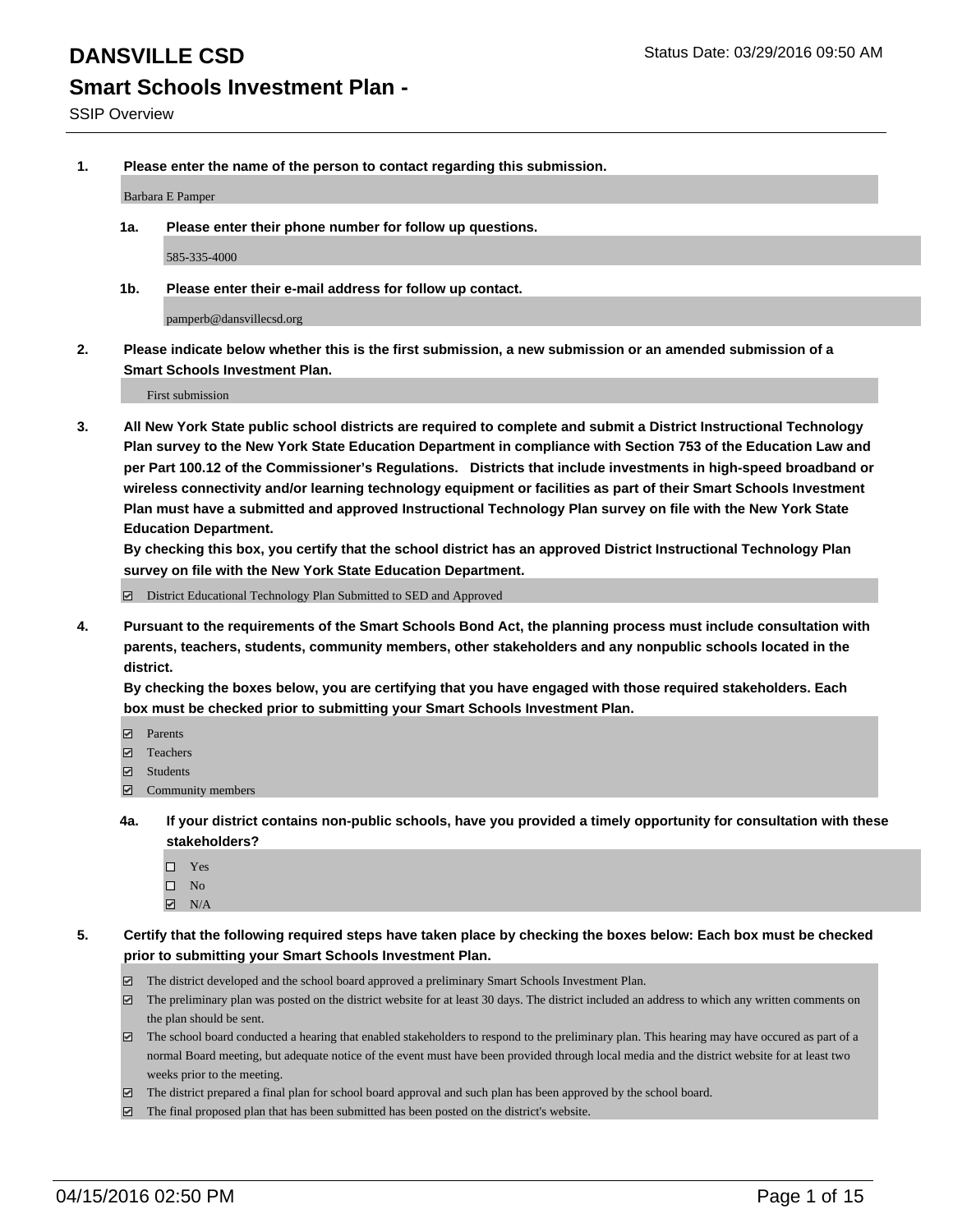# DANSVILLE CSD

Status Date: 03/29/2016 09:50 AM

## Smart Schools Investment Plan -

SSIP Overview

1. **Please enter the name of the person to contact regarding this submission.**

   Barbara E Pamper

   1a. **Please enter their phone number for follow up questions.**

   585-335-4000

   1b. **Please enter their e-mail address for follow up contact.**

   pamperb@dansvillecsd.org

2. **Please indicate below whether this is the first submission, a new submission or an amended submission of a Smart Schools Investment Plan.**

   First submission

3. **All New York State public school districts are required to complete and submit a District Instructional Technology Plan survey to the New York State Education Department in compliance with Section 753 of the Education Law and per Part 100.12 of the Commissioner's Regulations. Districts that include investments in high-speed broadband or wireless connectivity and/or learning technology equipment or facilities as part of their Smart Schools Investment Plan must have a submitted and approved Instructional Technology Plan survey on file with the New York State Education Department.**
   **By checking this box, you certify that the school district has an approved District Instructional Technology Plan survey on file with the New York State Education Department.**

   ☑ District Educational Technology Plan Submitted to SED and Approved

4. **Pursuant to the requirements of the Smart Schools Bond Act, the planning process must include consultation with parents, teachers, students, community members, other stakeholders and any nonpublic schools located in the district.**
   **By checking the boxes below, you are certifying that you have engaged with those required stakeholders. Each box must be checked prior to submitting your Smart Schools Investment Plan.**

   ☑ Parents
   ☑ Teachers
   ☑ Students
   ☑ Community members

   4a. **If your district contains non-public schools, have you provided a timely opportunity for consultation with these stakeholders?**

   ☐ Yes
   ☐ No
   ☑ N/A

5. **Certify that the following required steps have taken place by checking the boxes below: Each box must be checked prior to submitting your Smart Schools Investment Plan.**

   ☑ The district developed and the school board approved a preliminary Smart Schools Investment Plan.
   ☑ The preliminary plan was posted on the district website for at least 30 days. The district included an address to which any written comments on the plan should be sent.
   ☑ The school board conducted a hearing that enabled stakeholders to respond to the preliminary plan. This hearing may have occured as part of a normal Board meeting, but adequate notice of the event must have been provided through local media and the district website for at least two weeks prior to the meeting.
   ☑ The district prepared a final plan for school board approval and such plan has been approved by the school board.
   ☑ The final proposed plan that has been submitted has been posted on the district's website.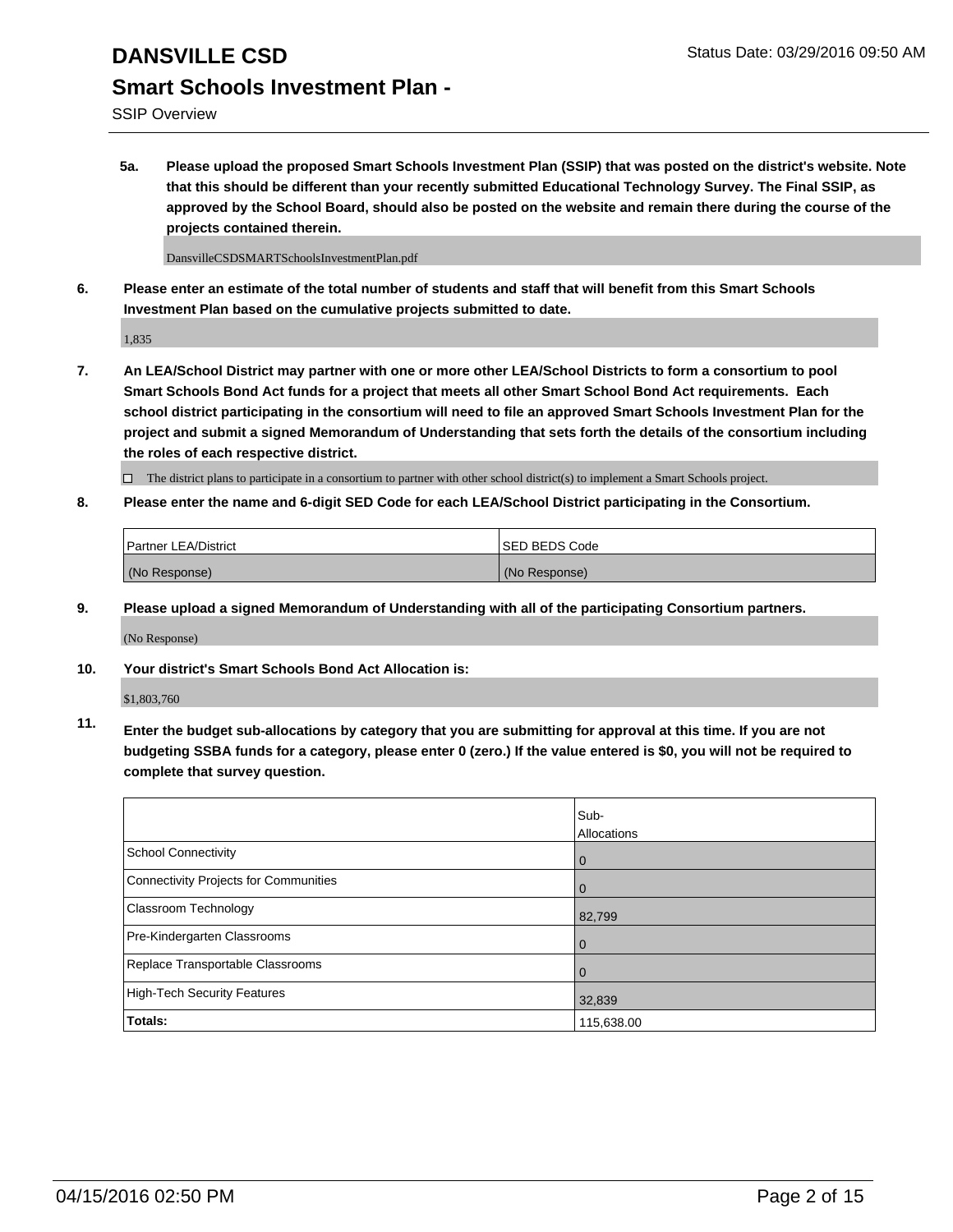# DANSVILLE CSD

## Smart Schools Investment Plan -

SSIP Overview

**5a. Please upload the proposed Smart Schools Investment Plan (SSIP) that was posted on the district's website. Note that this should be different than your recently submitted Educational Technology Survey. The Final SSIP, as approved by the School Board, should also be posted on the website and remain there during the course of the projects contained therein.**

DansvilleCSDSMARTSchoolsInvestmentPlan.pdf

**6. Please enter an estimate of the total number of students and staff that will benefit from this Smart Schools Investment Plan based on the cumulative projects submitted to date.**

1,835

**7. An LEA/School District may partner with one or more other LEA/School Districts to form a consortium to pool Smart Schools Bond Act funds for a project that meets all other Smart School Bond Act requirements. Each school district participating in the consortium will need to file an approved Smart Schools Investment Plan for the project and submit a signed Memorandum of Understanding that sets forth the details of the consortium including the roles of each respective district.**

☐ The district plans to participate in a consortium to partner with other school district(s) to implement a Smart Schools project.

**8. Please enter the name and 6-digit SED Code for each LEA/School District participating in the Consortium.**

| Partner LEA/District | SED BEDS Code |
|---|---|
| (No Response) | (No Response) |

**9. Please upload a signed Memorandum of Understanding with all of the participating Consortium partners.**

(No Response)

**10. Your district's Smart Schools Bond Act Allocation is:**

$1,803,760

**11. Enter the budget sub-allocations by category that you are submitting for approval at this time. If you are not budgeting SSBA funds for a category, please enter 0 (zero.) If the value entered is $0, you will not be required to complete that survey question.**

| | Sub-Allocations |
|---|---|
| School Connectivity | 0 |
| Connectivity Projects for Communities | 0 |
| Classroom Technology | 82,799 |
| Pre-Kindergarten Classrooms | 0 |
| Replace Transportable Classrooms | 0 |
| High-Tech Security Features | 32,839 |
| **Totals:** | 115,638.00 |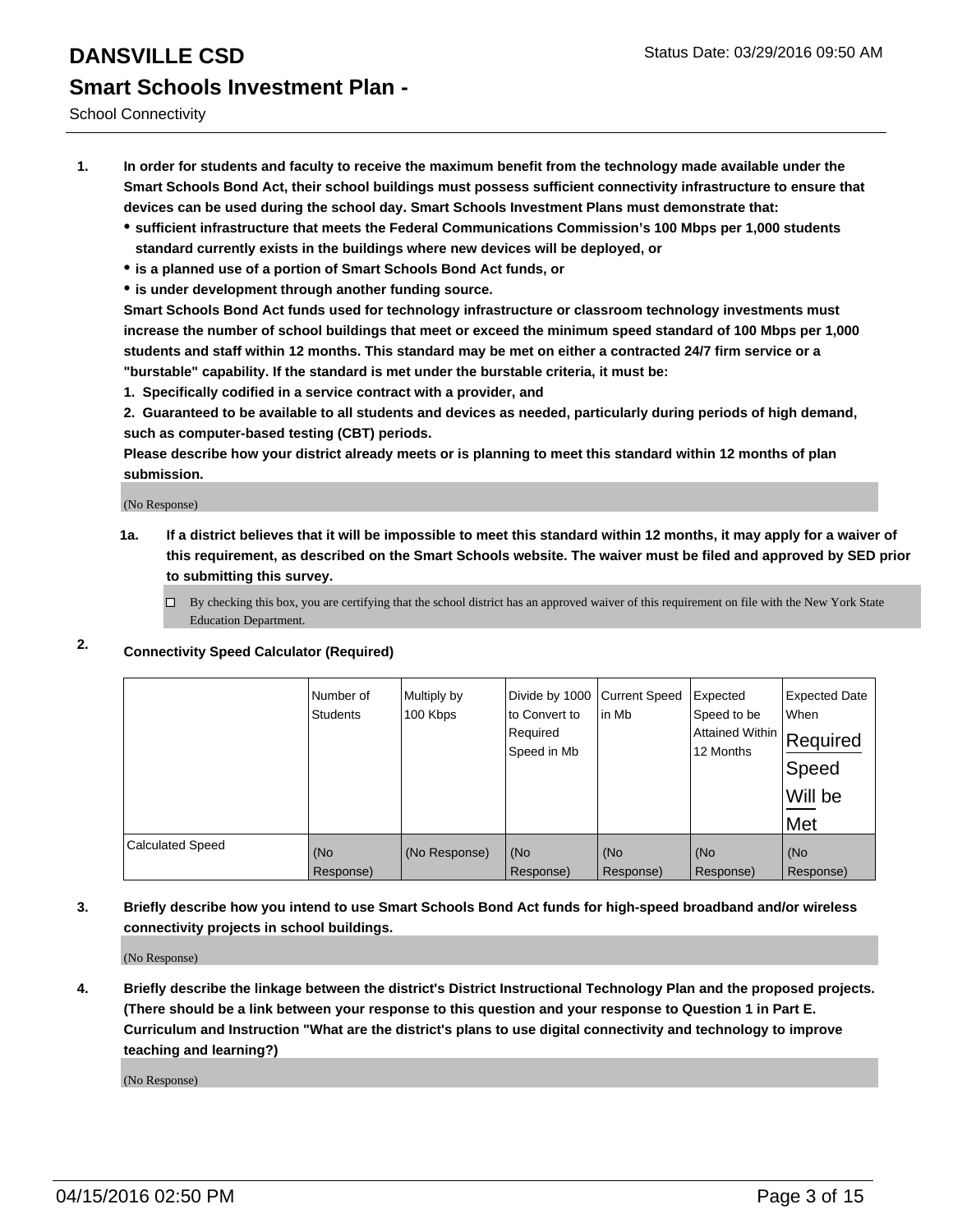# DANSVILLE CSD

Status Date: 03/29/2016 09:50 AM

## Smart Schools Investment Plan -

School Connectivity

1. **In order for students and faculty to receive the maximum benefit from the technology made available under the Smart Schools Bond Act, their school buildings must possess sufficient connectivity infrastructure to ensure that devices can be used during the school day. Smart Schools Investment Plans must demonstrate that:**
   - **sufficient infrastructure that meets the Federal Communications Commission's 100 Mbps per 1,000 students standard currently exists in the buildings where new devices will be deployed, or**
   - **is a planned use of a portion of Smart Schools Bond Act funds, or**
   - **is under development through another funding source.**

   **Smart Schools Bond Act funds used for technology infrastructure or classroom technology investments must increase the number of school buildings that meet or exceed the minimum speed standard of 100 Mbps per 1,000 students and staff within 12 months. This standard may be met on either a contracted 24/7 firm service or a "burstable" capability. If the standard is met under the burstable criteria, it must be:**

   **1. Specifically codified in a service contract with a provider, and**

   **2. Guaranteed to be available to all students and devices as needed, particularly during periods of high demand, such as computer-based testing (CBT) periods.**

   **Please describe how your district already meets or is planning to meet this standard within 12 months of plan submission.**

   (No Response)

   **1a. If a district believes that it will be impossible to meet this standard within 12 months, it may apply for a waiver of this requirement, as described on the Smart Schools website. The waiver must be filed and approved by SED prior to submitting this survey.**

   ☐ By checking this box, you are certifying that the school district has an approved waiver of this requirement on file with the New York State Education Department.

2. **Connectivity Speed Calculator (Required)**

| | Number of Students | Multiply by 100 Kbps | Divide by 1000 to Convert to Required Speed in Mb | Current Speed in Mb | Expected Speed to be Attained Within 12 Months | Expected Date When Required Speed Will be Met |
|---|---|---|---|---|---|---|
| Calculated Speed | (No Response) | (No Response) | (No Response) | (No Response) | (No Response) | (No Response) |

3. **Briefly describe how you intend to use Smart Schools Bond Act funds for high-speed broadband and/or wireless connectivity projects in school buildings.**

   (No Response)

4. **Briefly describe the linkage between the district's District Instructional Technology Plan and the proposed projects. (There should be a link between your response to this question and your response to Question 1 in Part E. Curriculum and Instruction "What are the district's plans to use digital connectivity and technology to improve teaching and learning?)**

   (No Response)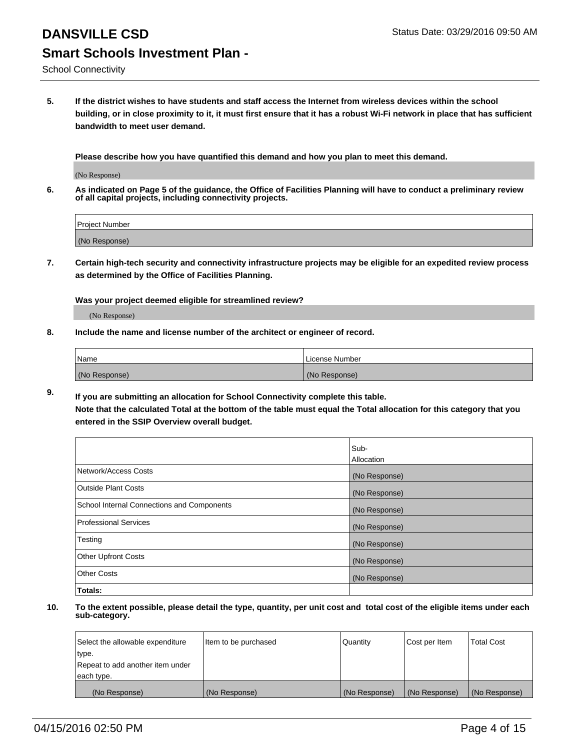# DANSVILLE CSD

Status Date: 03/29/2016 09:50 AM

## Smart Schools Investment Plan -

School Connectivity

**5. If the district wishes to have students and staff access the Internet from wireless devices within the school building, or in close proximity to it, it must first ensure that it has a robust Wi-Fi network in place that has sufficient bandwidth to meet user demand.**

**Please describe how you have quantified this demand and how you plan to meet this demand.**

(No Response)

**6. As indicated on Page 5 of the guidance, the Office of Facilities Planning will have to conduct a preliminary review of all capital projects, including connectivity projects.**

| Project Number |
|---|
| (No Response) |

**7. Certain high-tech security and connectivity infrastructure projects may be eligible for an expedited review process as determined by the Office of Facilities Planning.**

**Was your project deemed eligible for streamlined review?**

(No Response)

**8. Include the name and license number of the architect or engineer of record.**

| Name | License Number |
|---|---|
| (No Response) | (No Response) |

**9. If you are submitting an allocation for School Connectivity complete this table.**
**Note that the calculated Total at the bottom of the table must equal the Total allocation for this category that you entered in the SSIP Overview overall budget.**

| | Sub-Allocation |
|---|---|
| Network/Access Costs | (No Response) |
| Outside Plant Costs | (No Response) |
| School Internal Connections and Components | (No Response) |
| Professional Services | (No Response) |
| Testing | (No Response) |
| Other Upfront Costs | (No Response) |
| Other Costs | (No Response) |
| **Totals:** | |

**10. To the extent possible, please detail the type, quantity, per unit cost and total cost of the eligible items under each sub-category.**

| Select the allowable expenditure type. Repeat to add another item under each type. | Item to be purchased | Quantity | Cost per Item | Total Cost |
|---|---|---|---|---|
| (No Response) | (No Response) | (No Response) | (No Response) | (No Response) |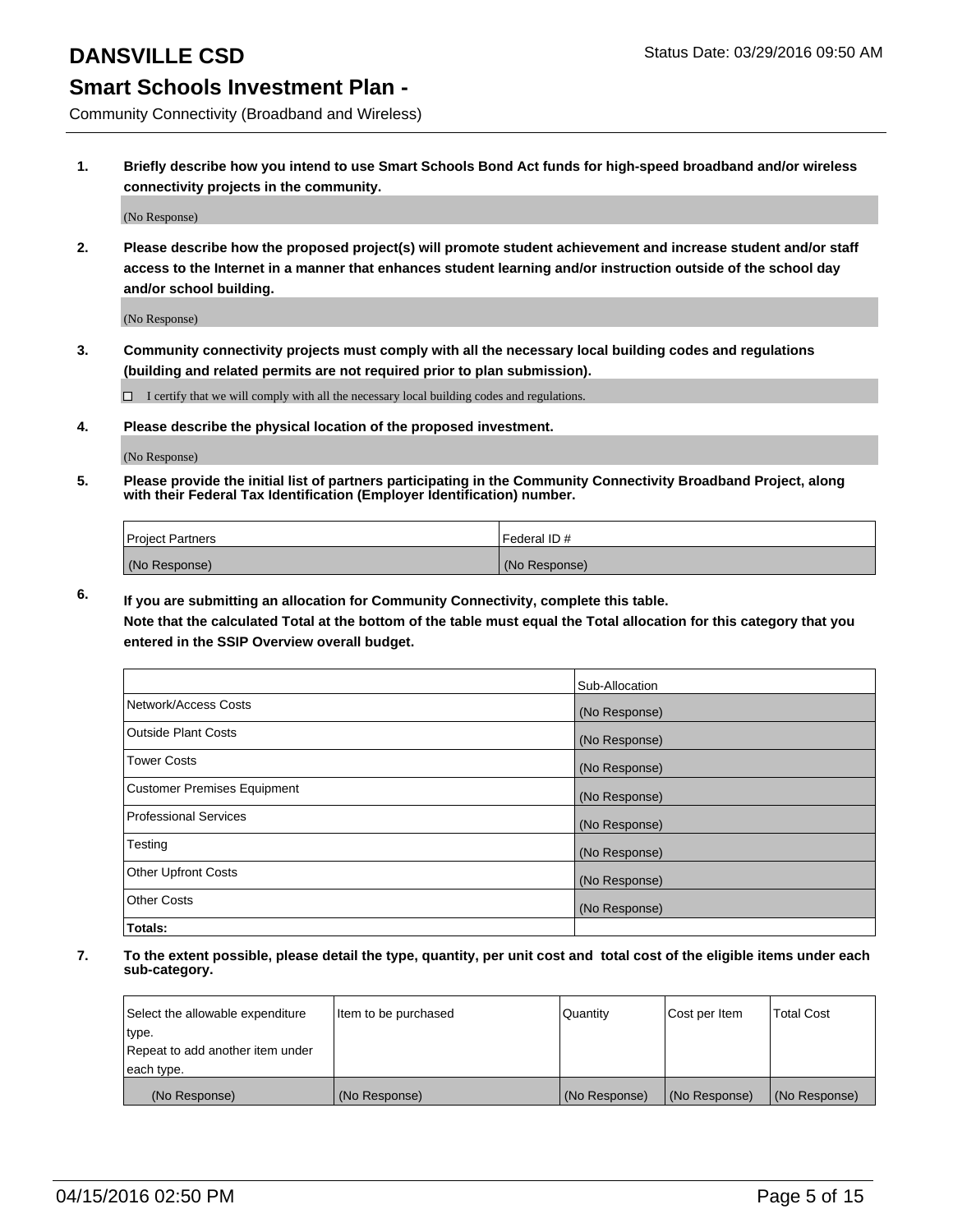# DANSVILLE CSD

Status Date: 03/29/2016 09:50 AM

## Smart Schools Investment Plan -

Community Connectivity (Broadband and Wireless)

**1. Briefly describe how you intend to use Smart Schools Bond Act funds for high-speed broadband and/or wireless connectivity projects in the community.**

(No Response)

**2. Please describe how the proposed project(s) will promote student achievement and increase student and/or staff access to the Internet in a manner that enhances student learning and/or instruction outside of the school day and/or school building.**

(No Response)

**3. Community connectivity projects must comply with all the necessary local building codes and regulations (building and related permits are not required prior to plan submission).**

☐ I certify that we will comply with all the necessary local building codes and regulations.

**4. Please describe the physical location of the proposed investment.**

(No Response)

**5. Please provide the initial list of partners participating in the Community Connectivity Broadband Project, along with their Federal Tax Identification (Employer Identification) number.**

| Project Partners | Federal ID # |
|---|---|
| (No Response) | (No Response) |

**6. If you are submitting an allocation for Community Connectivity, complete this table.**
**Note that the calculated Total at the bottom of the table must equal the Total allocation for this category that you entered in the SSIP Overview overall budget.**

| | Sub-Allocation |
|---|---|
| Network/Access Costs | (No Response) |
| Outside Plant Costs | (No Response) |
| Tower Costs | (No Response) |
| Customer Premises Equipment | (No Response) |
| Professional Services | (No Response) |
| Testing | (No Response) |
| Other Upfront Costs | (No Response) |
| Other Costs | (No Response) |
| **Totals:** | |

**7. To the extent possible, please detail the type, quantity, per unit cost and total cost of the eligible items under each sub-category.**

| Select the allowable expenditure type. Repeat to add another item under each type. | Item to be purchased | Quantity | Cost per Item | Total Cost |
|---|---|---|---|---|
| (No Response) | (No Response) | (No Response) | (No Response) | (No Response) |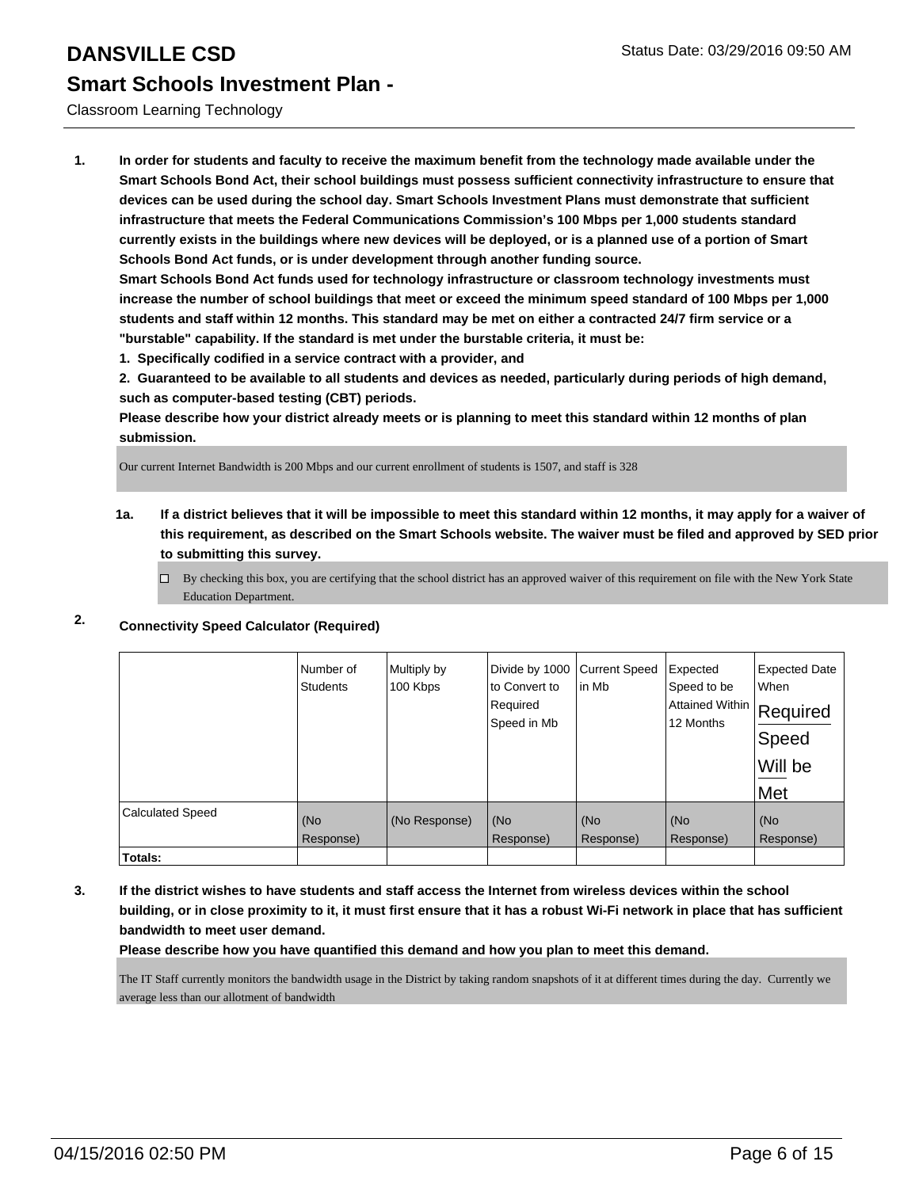# DANSVILLE CSD

Status Date: 03/29/2016 09:50 AM

## Smart Schools Investment Plan -

Classroom Learning Technology

**1. In order for students and faculty to receive the maximum benefit from the technology made available under the Smart Schools Bond Act, their school buildings must possess sufficient connectivity infrastructure to ensure that devices can be used during the school day. Smart Schools Investment Plans must demonstrate that sufficient infrastructure that meets the Federal Communications Commission's 100 Mbps per 1,000 students standard currently exists in the buildings where new devices will be deployed, or is a planned use of a portion of Smart Schools Bond Act funds, or is under development through another funding source.**

**Smart Schools Bond Act funds used for technology infrastructure or classroom technology investments must increase the number of school buildings that meet or exceed the minimum speed standard of 100 Mbps per 1,000 students and staff within 12 months. This standard may be met on either a contracted 24/7 firm service or a "burstable" capability. If the standard is met under the burstable criteria, it must be:**

**1. Specifically codified in a service contract with a provider, and**

**2. Guaranteed to be available to all students and devices as needed, particularly during periods of high demand, such as computer-based testing (CBT) periods.**

**Please describe how your district already meets or is planning to meet this standard within 12 months of plan submission.**

Our current Internet Bandwidth is 200 Mbps and our current enrollment of students is 1507, and staff is 328

**1a. If a district believes that it will be impossible to meet this standard within 12 months, it may apply for a waiver of this requirement, as described on the Smart Schools website. The waiver must be filed and approved by SED prior to submitting this survey.**

☐ By checking this box, you are certifying that the school district has an approved waiver of this requirement on file with the New York State Education Department.

**2. Connectivity Speed Calculator (Required)**

| | Number of Students | Multiply by 100 Kbps | Divide by 1000 to Convert to Required Speed in Mb | Current Speed in Mb | Expected Speed to be Attained Within 12 Months | Expected Date When Required Speed Will be Met |
|---|---|---|---|---|---|---|
| Calculated Speed | (No Response) | (No Response) | (No Response) | (No Response) | (No Response) | (No Response) |
| **Totals:** | | | | | | |

**3. If the district wishes to have students and staff access the Internet from wireless devices within the school building, or in close proximity to it, it must first ensure that it has a robust Wi-Fi network in place that has sufficient bandwidth to meet user demand.**

**Please describe how you have quantified this demand and how you plan to meet this demand.**

The IT Staff currently monitors the bandwidth usage in the District by taking random snapshots of it at different times during the day. Currently we average less than our allotment of bandwidth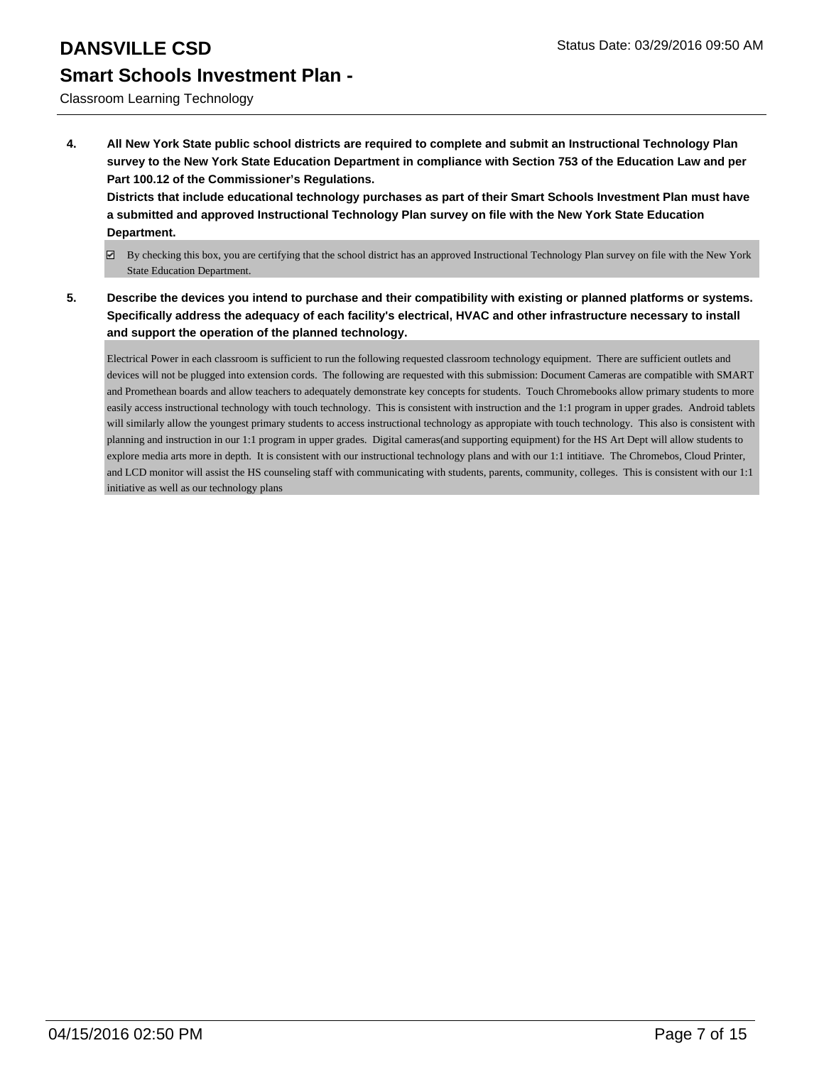# DANSVILLE CSD

Status Date: 03/29/2016 09:50 AM

## Smart Schools Investment Plan -

Classroom Learning Technology

**4. All New York State public school districts are required to complete and submit an Instructional Technology Plan survey to the New York State Education Department in compliance with Section 753 of the Education Law and per Part 100.12 of the Commissioner's Regulations.**
**Districts that include educational technology purchases as part of their Smart Schools Investment Plan must have a submitted and approved Instructional Technology Plan survey on file with the New York State Education Department.**

☑ By checking this box, you are certifying that the school district has an approved Instructional Technology Plan survey on file with the New York State Education Department.

**5. Describe the devices you intend to purchase and their compatibility with existing or planned platforms or systems. Specifically address the adequacy of each facility's electrical, HVAC and other infrastructure necessary to install and support the operation of the planned technology.**

Electrical Power in each classroom is sufficient to run the following requested classroom technology equipment. There are sufficient outlets and devices will not be plugged into extension cords. The following are requested with this submission: Document Cameras are compatible with SMART and Promethean boards and allow teachers to adequately demonstrate key concepts for students. Touch Chromebooks allow primary students to more easily access instructional technology with touch technology. This is consistent with instruction and the 1:1 program in upper grades. Android tablets will similarly allow the youngest primary students to access instructional technology as appropiate with touch technology. This also is consistent with planning and instruction in our 1:1 program in upper grades. Digital cameras(and supporting equipment) for the HS Art Dept will allow students to explore media arts more in depth. It is consistent with our instructional technology plans and with our 1:1 intitiave. The Chromebos, Cloud Printer, and LCD monitor will assist the HS counseling staff with communicating with students, parents, community, colleges. This is consistent with our 1:1 initiative as well as our technology plans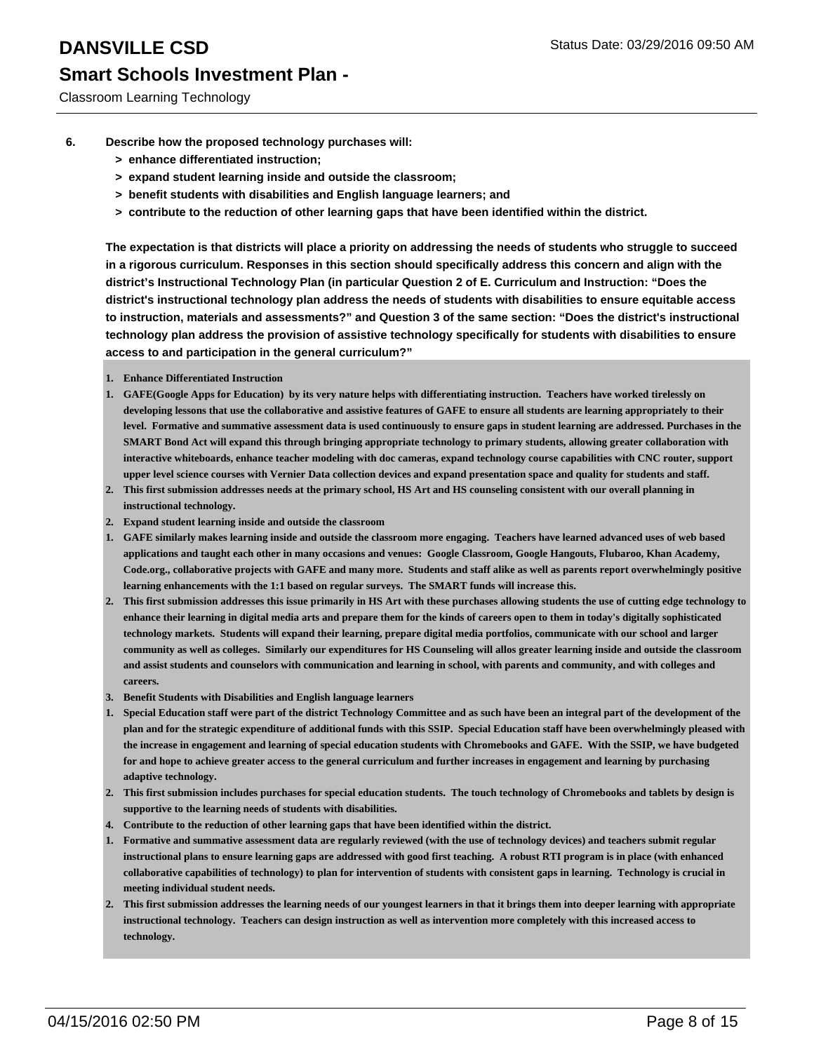6. **Describe how the proposed technology purchases will:**
   - **> enhance differentiated instruction;**
   - **> expand student learning inside and outside the classroom;**
   - **> benefit students with disabilities and English language learners; and**
   - **> contribute to the reduction of other learning gaps that have been identified within the district.**

**The expectation is that districts will place a priority on addressing the needs of students who struggle to succeed in a rigorous curriculum. Responses in this section should specifically address this concern and align with the district's Instructional Technology Plan (in particular Question 2 of E. Curriculum and Instruction: "Does the district's instructional technology plan address the needs of students with disabilities to ensure equitable access to instruction, materials and assessments?" and Question 3 of the same section: "Does the district's instructional technology plan address the provision of assistive technology specifically for students with disabilities to ensure access to and participation in the general curriculum?"**

1. **Enhance Differentiated Instruction**
1. **GAFE(Google Apps for Education) by its very nature helps with differentiating instruction. Teachers have worked tirelessly on developing lessons that use the collaborative and assistive features of GAFE to ensure all students are learning appropriately to their level. Formative and summative assessment data is used continuously to ensure gaps in student learning are addressed. Purchases in the SMART Bond Act will expand this through bringing appropriate technology to primary students, allowing greater collaboration with interactive whiteboards, enhance teacher modeling with doc cameras, expand technology course capabilities with CNC router, support upper level science courses with Vernier Data collection devices and expand presentation space and quality for students and staff.**
2. **This first submission addresses needs at the primary school, HS Art and HS counseling consistent with our overall planning in instructional technology.**
2. **Expand student learning inside and outside the classroom**
1. **GAFE similarly makes learning inside and outside the classroom more engaging. Teachers have learned advanced uses of web based applications and taught each other in many occasions and venues: Google Classroom, Google Hangouts, Flubaroo, Khan Academy, Code.org., collaborative projects with GAFE and many more. Students and staff alike as well as parents report overwhelmingly positive learning enhancements with the 1:1 based on regular surveys. The SMART funds will increase this.**
2. **This first submission addresses this issue primarily in HS Art with these purchases allowing students the use of cutting edge technology to enhance their learning in digital media arts and prepare them for the kinds of careers open to them in today's digitally sophisticated technology markets. Students will expand their learning, prepare digital media portfolios, communicate with our school and larger community as well as colleges. Similarly our expenditures for HS Counseling will allos greater learning inside and outside the classroom and assist students and counselors with communication and learning in school, with parents and community, and with colleges and careers.**
3. **Benefit Students with Disabilities and English language learners**
1. **Special Education staff were part of the district Technology Committee and as such have been an integral part of the development of the plan and for the strategic expenditure of additional funds with this SSIP. Special Education staff have been overwhelmingly pleased with the increase in engagement and learning of special education students with Chromebooks and GAFE. With the SSIP, we have budgeted for and hope to achieve greater access to the general curriculum and further increases in engagement and learning by purchasing adaptive technology.**
2. **This first submission includes purchases for special education students. The touch technology of Chromebooks and tablets by design is supportive to the learning needs of students with disabilities.**
4. **Contribute to the reduction of other learning gaps that have been identified within the district.**
1. **Formative and summative assessment data are regularly reviewed (with the use of technology devices) and teachers submit regular instructional plans to ensure learning gaps are addressed with good first teaching. A robust RTI program is in place (with enhanced collaborative capabilities of technology) to plan for intervention of students with consistent gaps in learning. Technology is crucial in meeting individual student needs.**
2. **This first submission addresses the learning needs of our youngest learners in that it brings them into deeper learning with appropriate instructional technology. Teachers can design instruction as well as intervention more completely with this increased access to technology.**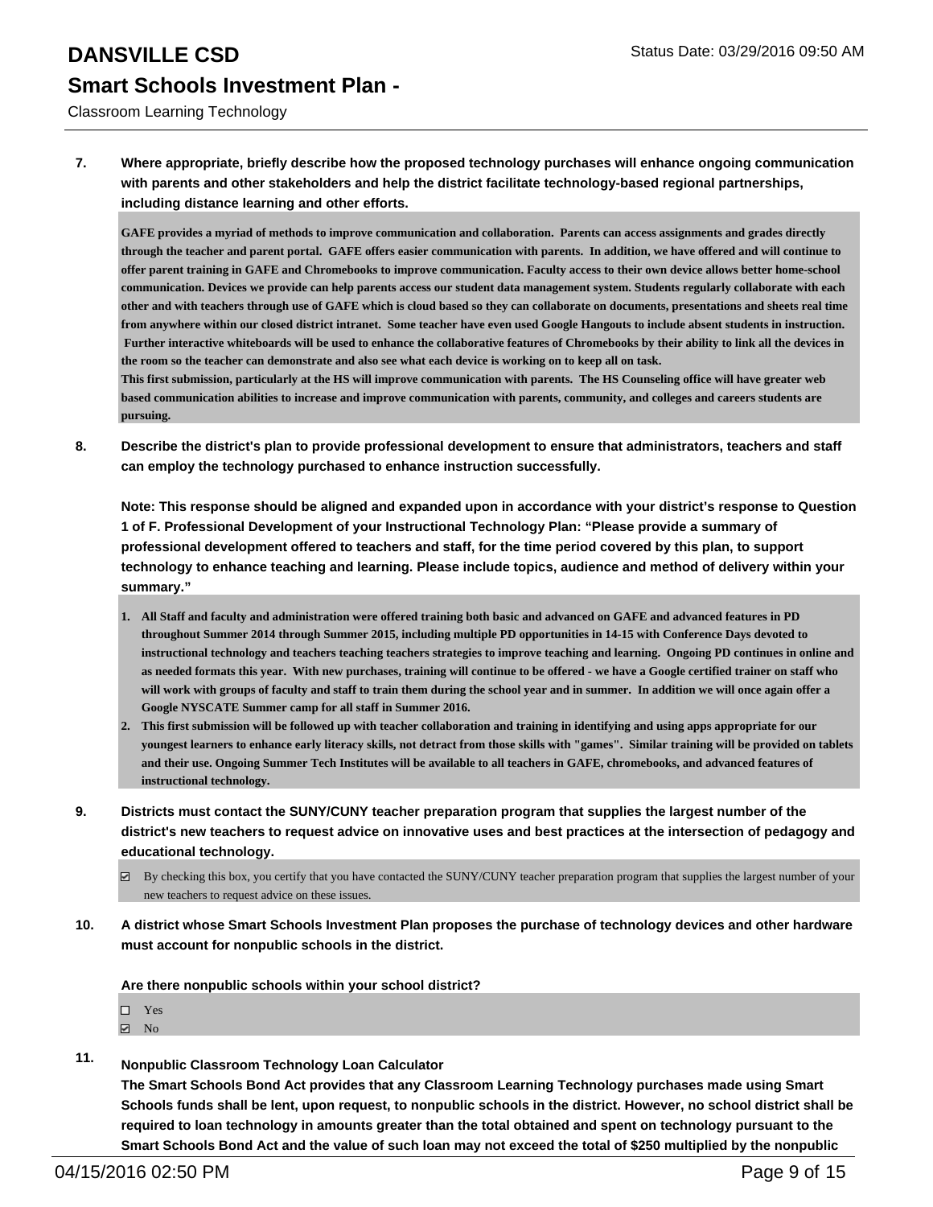**7. Where appropriate, briefly describe how the proposed technology purchases will enhance ongoing communication with parents and other stakeholders and help the district facilitate technology-based regional partnerships, including distance learning and other efforts.**

**GAFE provides a myriad of methods to improve communication and collaboration. Parents can access assignments and grades directly through the teacher and parent portal. GAFE offers easier communication with parents. In addition, we have offered and will continue to offer parent training in GAFE and Chromebooks to improve communication. Faculty access to their own device allows better home-school communication. Devices we provide can help parents access our student data management system. Students regularly collaborate with each other and with teachers through use of GAFE which is cloud based so they can collaborate on documents, presentations and sheets real time from anywhere within our closed district intranet. Some teacher have even used Google Hangouts to include absent students in instruction. Further interactive whiteboards will be used to enhance the collaborative features of Chromebooks by their ability to link all the devices in the room so the teacher can demonstrate and also see what each device is working on to keep all on task.**
**This first submission, particularly at the HS will improve communication with parents. The HS Counseling office will have greater web based communication abilities to increase and improve communication with parents, community, and colleges and careers students are pursuing.**

**8. Describe the district's plan to provide professional development to ensure that administrators, teachers and staff can employ the technology purchased to enhance instruction successfully.**

**Note: This response should be aligned and expanded upon in accordance with your district's response to Question 1 of F. Professional Development of your Instructional Technology Plan: "Please provide a summary of professional development offered to teachers and staff, for the time period covered by this plan, to support technology to enhance teaching and learning. Please include topics, audience and method of delivery within your summary."**

1. **All Staff and faculty and administration were offered training both basic and advanced on GAFE and advanced features in PD throughout Summer 2014 through Summer 2015, including multiple PD opportunities in 14-15 with Conference Days devoted to instructional technology and teachers teaching teachers strategies to improve teaching and learning. Ongoing PD continues in online and as needed formats this year. With new purchases, training will continue to be offered - we have a Google certified trainer on staff who will work with groups of faculty and staff to train them during the school year and in summer. In addition we will once again offer a Google NYSCATE Summer camp for all staff in Summer 2016.**
2. **This first submission will be followed up with teacher collaboration and training in identifying and using apps appropriate for our youngest learners to enhance early literacy skills, not detract from those skills with "games". Similar training will be provided on tablets and their use. Ongoing Summer Tech Institutes will be available to all teachers in GAFE, chromebooks, and advanced features of instructional technology.**

**9. Districts must contact the SUNY/CUNY teacher preparation program that supplies the largest number of the district's new teachers to request advice on innovative uses and best practices at the intersection of pedagogy and educational technology.**

☑ By checking this box, you certify that you have contacted the SUNY/CUNY teacher preparation program that supplies the largest number of your new teachers to request advice on these issues.

**10. A district whose Smart Schools Investment Plan proposes the purchase of technology devices and other hardware must account for nonpublic schools in the district.**

**Are there nonpublic schools within your school district?**

☐ Yes
☑ No

**11. Nonpublic Classroom Technology Loan Calculator**
**The Smart Schools Bond Act provides that any Classroom Learning Technology purchases made using Smart Schools funds shall be lent, upon request, to nonpublic schools in the district. However, no school district shall be required to loan technology in amounts greater than the total obtained and spent on technology pursuant to the Smart Schools Bond Act and the value of such loan may not exceed the total of $250 multiplied by the nonpublic**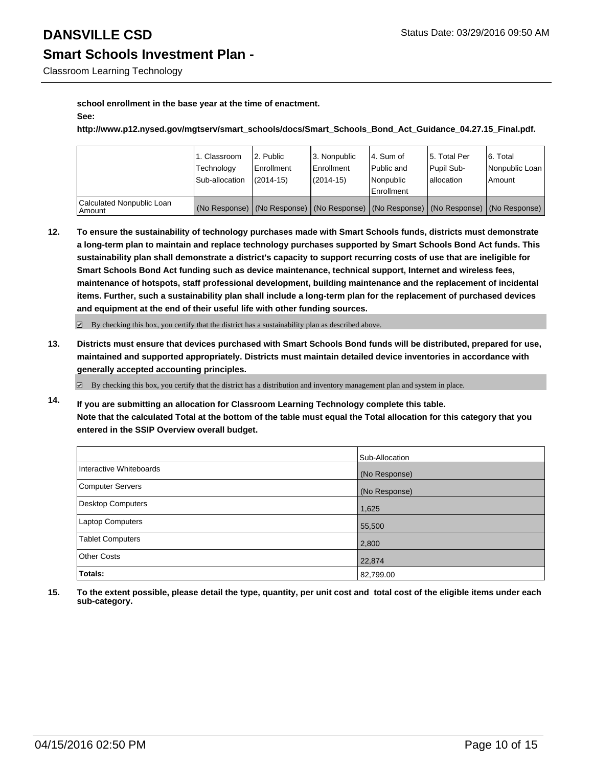**school enrollment in the base year at the time of enactment.**

**See:**

**http://www.p12.nysed.gov/mgtserv/smart_schools/docs/Smart_Schools_Bond_Act_Guidance_04.27.15_Final.pdf.**

| | 1. Classroom Technology Sub-allocation | 2. Public Enrollment (2014-15) | 3. Nonpublic Enrollment (2014-15) | 4. Sum of Public and Nonpublic Enrollment | 5. Total Per Pupil Sub-allocation | 6. Total Nonpublic Loan Amount |
|---|---|---|---|---|---|---|
| Calculated Nonpublic Loan Amount | (No Response) | (No Response) | (No Response) | (No Response) | (No Response) | (No Response) |

**12. To ensure the sustainability of technology purchases made with Smart Schools funds, districts must demonstrate a long-term plan to maintain and replace technology purchases supported by Smart Schools Bond Act funds. This sustainability plan shall demonstrate a district's capacity to support recurring costs of use that are ineligible for Smart Schools Bond Act funding such as device maintenance, technical support, Internet and wireless fees, maintenance of hotspots, staff professional development, building maintenance and the replacement of incidental items. Further, such a sustainability plan shall include a long-term plan for the replacement of purchased devices and equipment at the end of their useful life with other funding sources.**

☑ By checking this box, you certify that the district has a sustainability plan as described above.

**13. Districts must ensure that devices purchased with Smart Schools Bond funds will be distributed, prepared for use, maintained and supported appropriately. Districts must maintain detailed device inventories in accordance with generally accepted accounting principles.**

☑ By checking this box, you certify that the district has a distribution and inventory management plan and system in place.

**14. If you are submitting an allocation for Classroom Learning Technology complete this table. Note that the calculated Total at the bottom of the table must equal the Total allocation for this category that you entered in the SSIP Overview overall budget.**

| | Sub-Allocation |
|---|---|
| Interactive Whiteboards | (No Response) |
| Computer Servers | (No Response) |
| Desktop Computers | 1,625 |
| Laptop Computers | 55,500 |
| Tablet Computers | 2,800 |
| Other Costs | 22,874 |
| **Totals:** | 82,799.00 |

**15. To the extent possible, please detail the type, quantity, per unit cost and total cost of the eligible items under each sub-category.**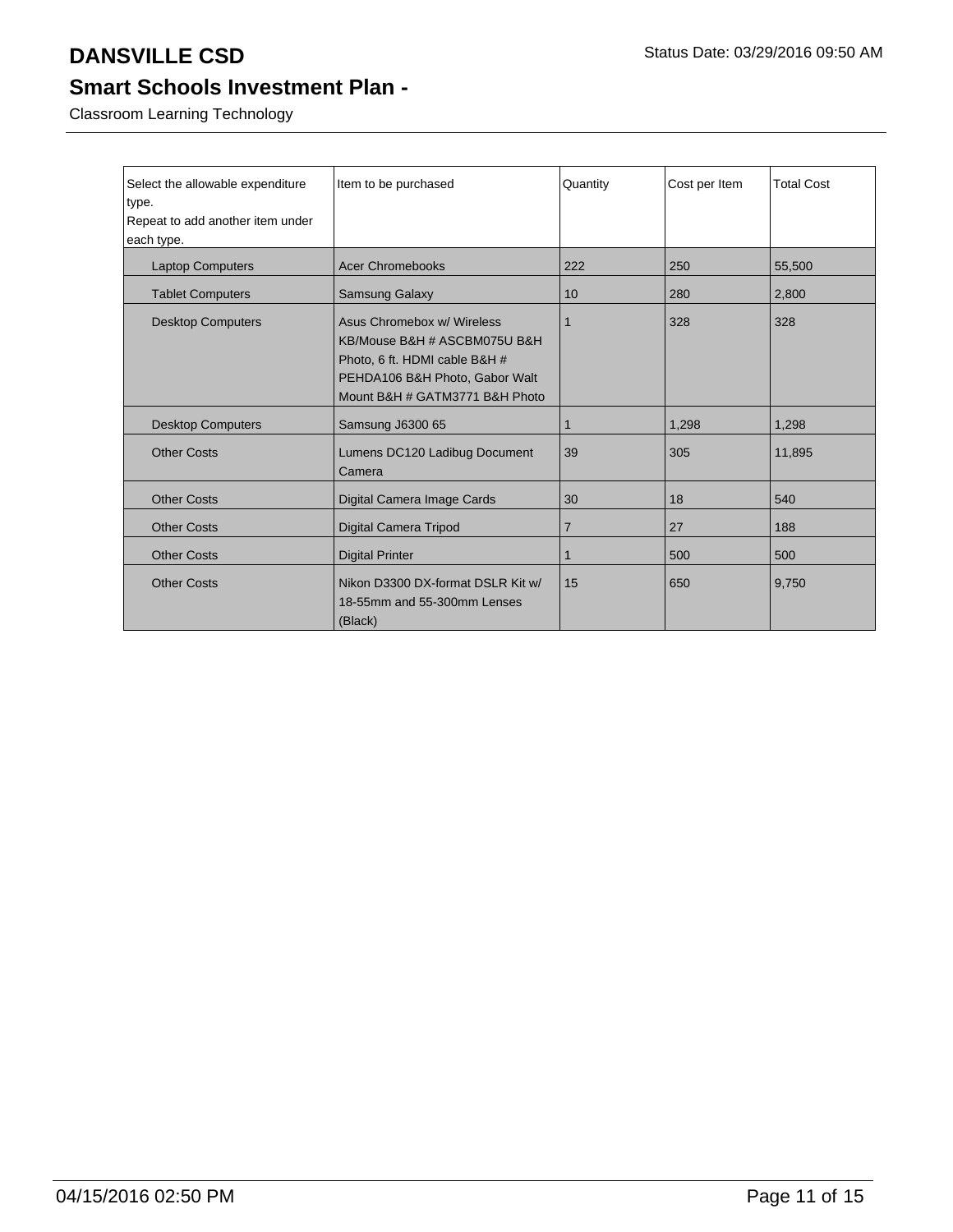# DANSVILLE CSD

Status Date: 03/29/2016 09:50 AM

## Smart Schools Investment Plan -

Classroom Learning Technology

| Select the allowable expenditure type. Repeat to add another item under each type. | Item to be purchased | Quantity | Cost per Item | Total Cost |
|---|---|---|---|---|
| Laptop Computers | Acer Chromebooks | 222 | 250 | 55,500 |
| Tablet Computers | Samsung Galaxy | 10 | 280 | 2,800 |
| Desktop Computers | Asus Chromebox w/ Wireless KB/Mouse B&H # ASCBM075U B&H Photo, 6 ft. HDMI cable B&H # PEHDA106 B&H Photo, Gabor Walt Mount B&H # GATM3771 B&H Photo | 1 | 328 | 328 |
| Desktop Computers | Samsung J6300 65 | 1 | 1,298 | 1,298 |
| Other Costs | Lumens DC120 Ladibug Document Camera | 39 | 305 | 11,895 |
| Other Costs | Digital Camera Image Cards | 30 | 18 | 540 |
| Other Costs | Digital Camera Tripod | 7 | 27 | 188 |
| Other Costs | Digital Printer | 1 | 500 | 500 |
| Other Costs | Nikon D3300 DX-format DSLR Kit w/ 18-55mm and 55-300mm Lenses (Black) | 15 | 650 | 9,750 |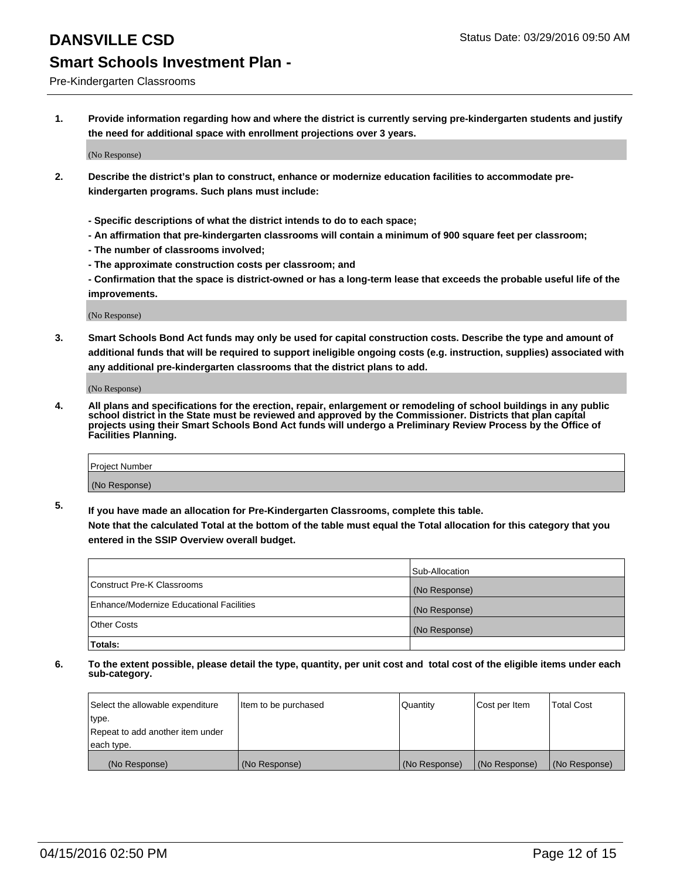# DANSVILLE CSD

Status Date: 03/29/2016 09:50 AM

## Smart Schools Investment Plan -

Pre-Kindergarten Classrooms

1. **Provide information regarding how and where the district is currently serving pre-kindergarten students and justify the need for additional space with enrollment projections over 3 years.**

   (No Response)

2. **Describe the district's plan to construct, enhance or modernize education facilities to accommodate pre-kindergarten programs. Such plans must include:**

   **- Specific descriptions of what the district intends to do to each space;**
   **- An affirmation that pre-kindergarten classrooms will contain a minimum of 900 square feet per classroom;**
   **- The number of classrooms involved;**
   **- The approximate construction costs per classroom; and**
   **- Confirmation that the space is district-owned or has a long-term lease that exceeds the probable useful life of the improvements.**

   (No Response)

3. **Smart Schools Bond Act funds may only be used for capital construction costs. Describe the type and amount of additional funds that will be required to support ineligible ongoing costs (e.g. instruction, supplies) associated with any additional pre-kindergarten classrooms that the district plans to add.**

   (No Response)

4. **All plans and specifications for the erection, repair, enlargement or remodeling of school buildings in any public school district in the State must be reviewed and approved by the Commissioner. Districts that plan capital projects using their Smart Schools Bond Act funds will undergo a Preliminary Review Process by the Office of Facilities Planning.**

| Project Number |
|---|
| (No Response) |

5. **If you have made an allocation for Pre-Kindergarten Classrooms, complete this table.**
   **Note that the calculated Total at the bottom of the table must equal the Total allocation for this category that you entered in the SSIP Overview overall budget.**

| | Sub-Allocation |
|---|---|
| Construct Pre-K Classrooms | (No Response) |
| Enhance/Modernize Educational Facilities | (No Response) |
| Other Costs | (No Response) |
| **Totals:** | |

6. **To the extent possible, please detail the type, quantity, per unit cost and total cost of the eligible items under each sub-category.**

| Select the allowable expenditure type. Repeat to add another item under each type. | Item to be purchased | Quantity | Cost per Item | Total Cost |
|---|---|---|---|---|
| (No Response) | (No Response) | (No Response) | (No Response) | (No Response) |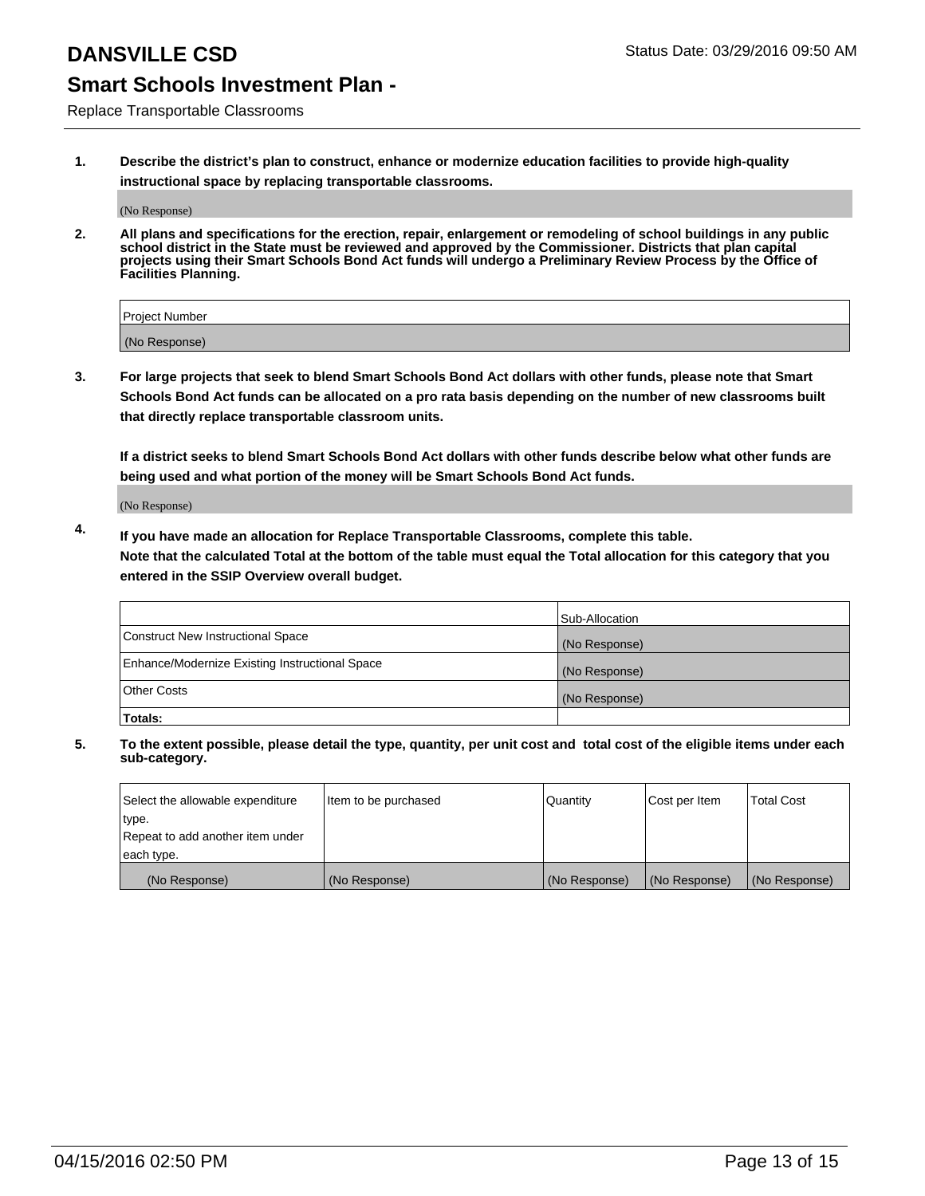# DANSVILLE CSD

Status Date: 03/29/2016 09:50 AM

## Smart Schools Investment Plan -

Replace Transportable Classrooms

**1. Describe the district's plan to construct, enhance or modernize education facilities to provide high-quality instructional space by replacing transportable classrooms.**

(No Response)

**2. All plans and specifications for the erection, repair, enlargement or remodeling of school buildings in any public school district in the State must be reviewed and approved by the Commissioner. Districts that plan capital projects using their Smart Schools Bond Act funds will undergo a Preliminary Review Process by the Office of Facilities Planning.**

| Project Number |
| --- |
| (No Response) |

**3. For large projects that seek to blend Smart Schools Bond Act dollars with other funds, please note that Smart Schools Bond Act funds can be allocated on a pro rata basis depending on the number of new classrooms built that directly replace transportable classroom units.**

**If a district seeks to blend Smart Schools Bond Act dollars with other funds describe below what other funds are being used and what portion of the money will be Smart Schools Bond Act funds.**

(No Response)

**4. If you have made an allocation for Replace Transportable Classrooms, complete this table. Note that the calculated Total at the bottom of the table must equal the Total allocation for this category that you entered in the SSIP Overview overall budget.**

| | Sub-Allocation |
| --- | --- |
| Construct New Instructional Space | (No Response) |
| Enhance/Modernize Existing Instructional Space | (No Response) |
| Other Costs | (No Response) |
| **Totals:** | |

**5. To the extent possible, please detail the type, quantity, per unit cost and total cost of the eligible items under each sub-category.**

| Select the allowable expenditure type. Repeat to add another item under each type. | Item to be purchased | Quantity | Cost per Item | Total Cost |
| --- | --- | --- | --- | --- |
| (No Response) | (No Response) | (No Response) | (No Response) | (No Response) |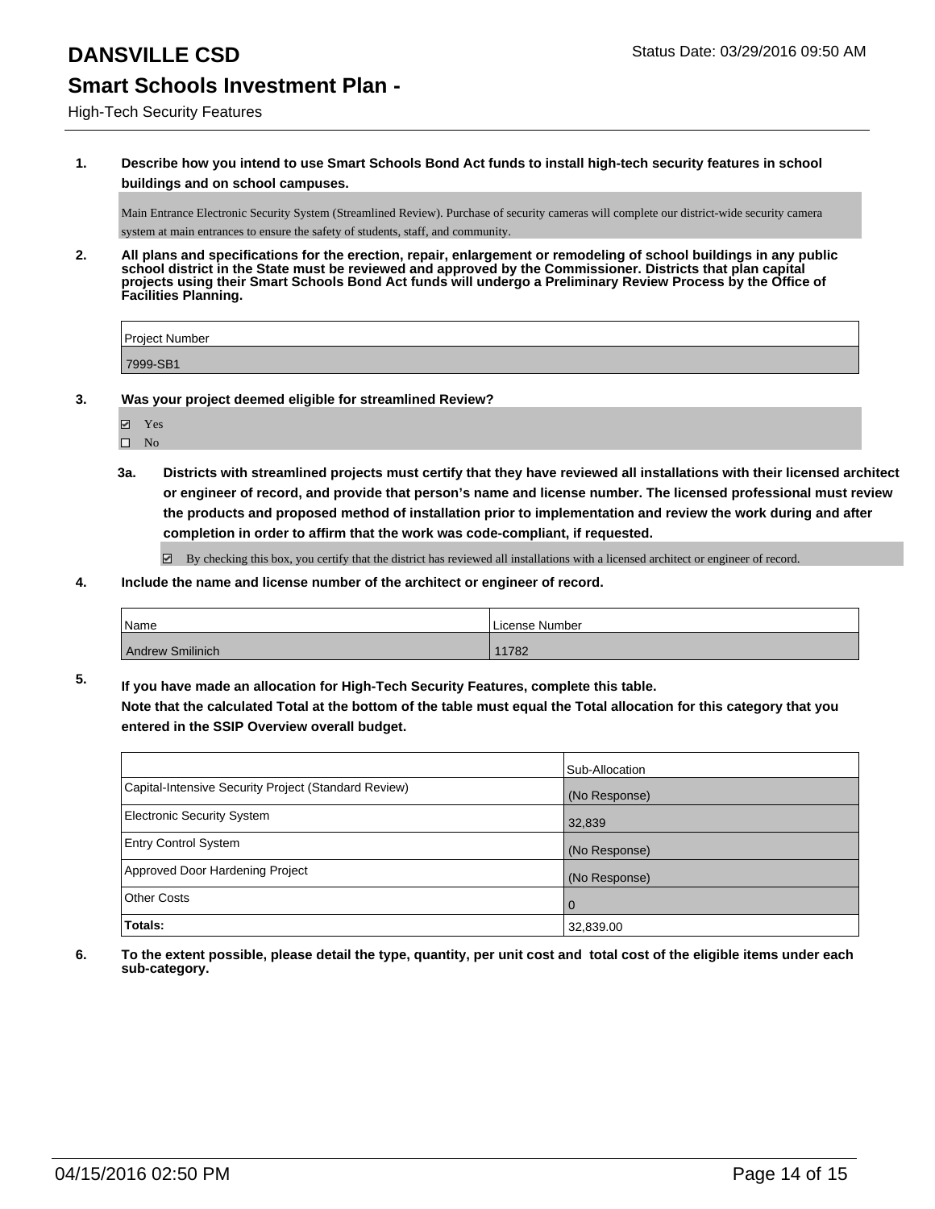# DANSVILLE CSD

Status Date: 03/29/2016 09:50 AM

## Smart Schools Investment Plan -

High-Tech Security Features

**1. Describe how you intend to use Smart Schools Bond Act funds to install high-tech security features in school buildings and on school campuses.**

Main Entrance Electronic Security System (Streamlined Review). Purchase of security cameras will complete our district-wide security camera system at main entrances to ensure the safety of students, staff, and community.

**2. All plans and specifications for the erection, repair, enlargement or remodeling of school buildings in any public school district in the State must be reviewed and approved by the Commissioner. Districts that plan capital projects using their Smart Schools Bond Act funds will undergo a Preliminary Review Process by the Office of Facilities Planning.**

| Project Number |
|---|
| 7999-SB1 |

**3. Was your project deemed eligible for streamlined Review?**

☑ Yes
☐ No

**3a. Districts with streamlined projects must certify that they have reviewed all installations with their licensed architect or engineer of record, and provide that person's name and license number. The licensed professional must review the products and proposed method of installation prior to implementation and review the work during and after completion in order to affirm that the work was code-compliant, if requested.**

☑ By checking this box, you certify that the district has reviewed all installations with a licensed architect or engineer of record.

**4. Include the name and license number of the architect or engineer of record.**

| Name | License Number |
|---|---|
| Andrew Smilinich | 11782 |

**5. If you have made an allocation for High-Tech Security Features, complete this table.**
**Note that the calculated Total at the bottom of the table must equal the Total allocation for this category that you entered in the SSIP Overview overall budget.**

| | Sub-Allocation |
|---|---|
| Capital-Intensive Security Project (Standard Review) | (No Response) |
| Electronic Security System | 32,839 |
| Entry Control System | (No Response) |
| Approved Door Hardening Project | (No Response) |
| Other Costs | 0 |
| **Totals:** | 32,839.00 |

**6. To the extent possible, please detail the type, quantity, per unit cost and total cost of the eligible items under each sub-category.**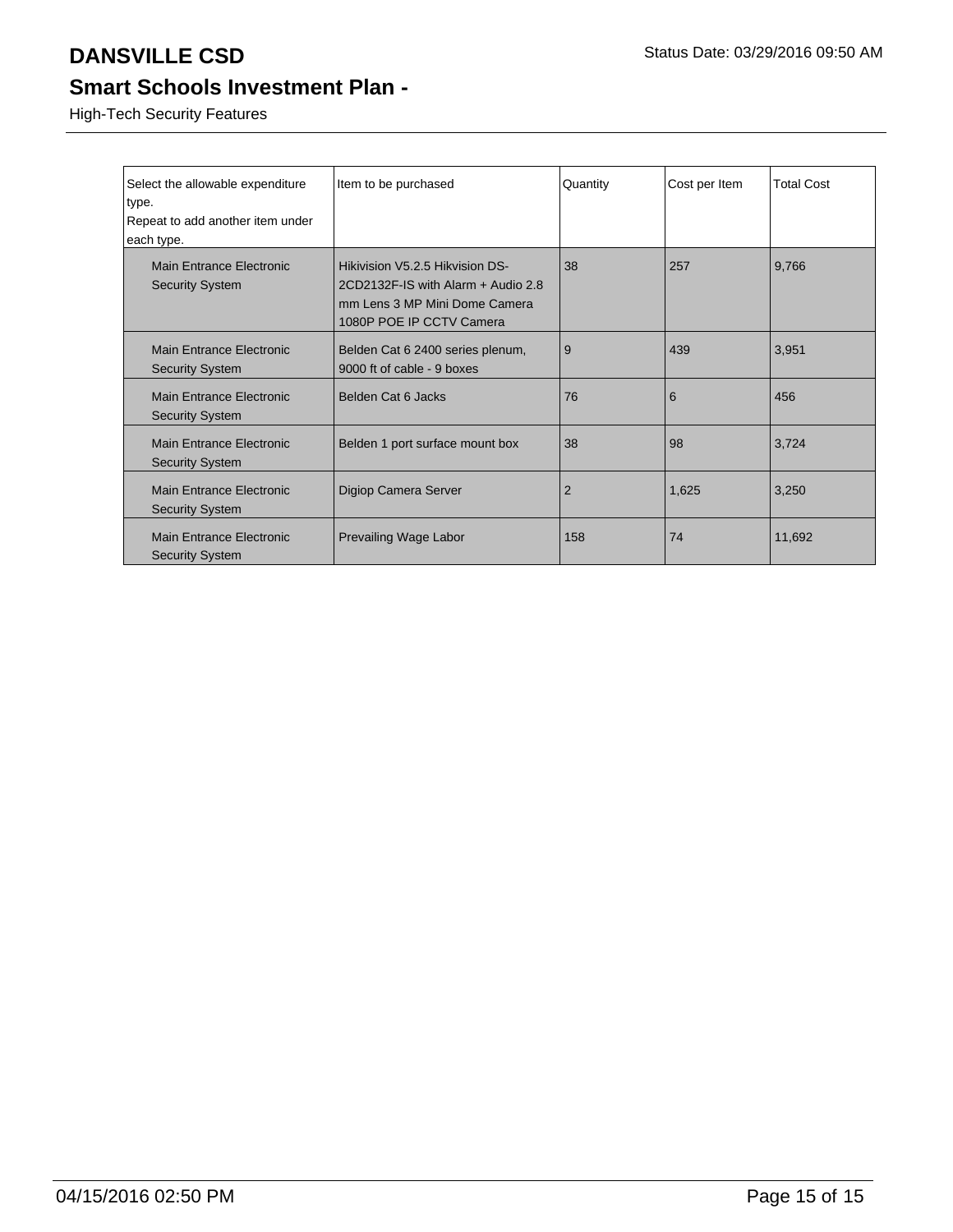# DANSVILLE CSD

Status Date: 03/29/2016 09:50 AM

## Smart Schools Investment Plan -

High-Tech Security Features

| Select the allowable expenditure type. Repeat to add another item under each type. | Item to be purchased | Quantity | Cost per Item | Total Cost |
|---|---|---|---|---|
| Main Entrance Electronic Security System | Hikivision V5.2.5 Hikvision DS-2CD2132F-IS with Alarm + Audio 2.8 mm Lens 3 MP Mini Dome Camera 1080P POE IP CCTV Camera | 38 | 257 | 9,766 |
| Main Entrance Electronic Security System | Belden Cat 6 2400 series plenum, 9000 ft of cable - 9 boxes | 9 | 439 | 3,951 |
| Main Entrance Electronic Security System | Belden Cat 6 Jacks | 76 | 6 | 456 |
| Main Entrance Electronic Security System | Belden 1 port surface mount box | 38 | 98 | 3,724 |
| Main Entrance Electronic Security System | Digiop Camera Server | 2 | 1,625 | 3,250 |
| Main Entrance Electronic Security System | Prevailing Wage Labor | 158 | 74 | 11,692 |